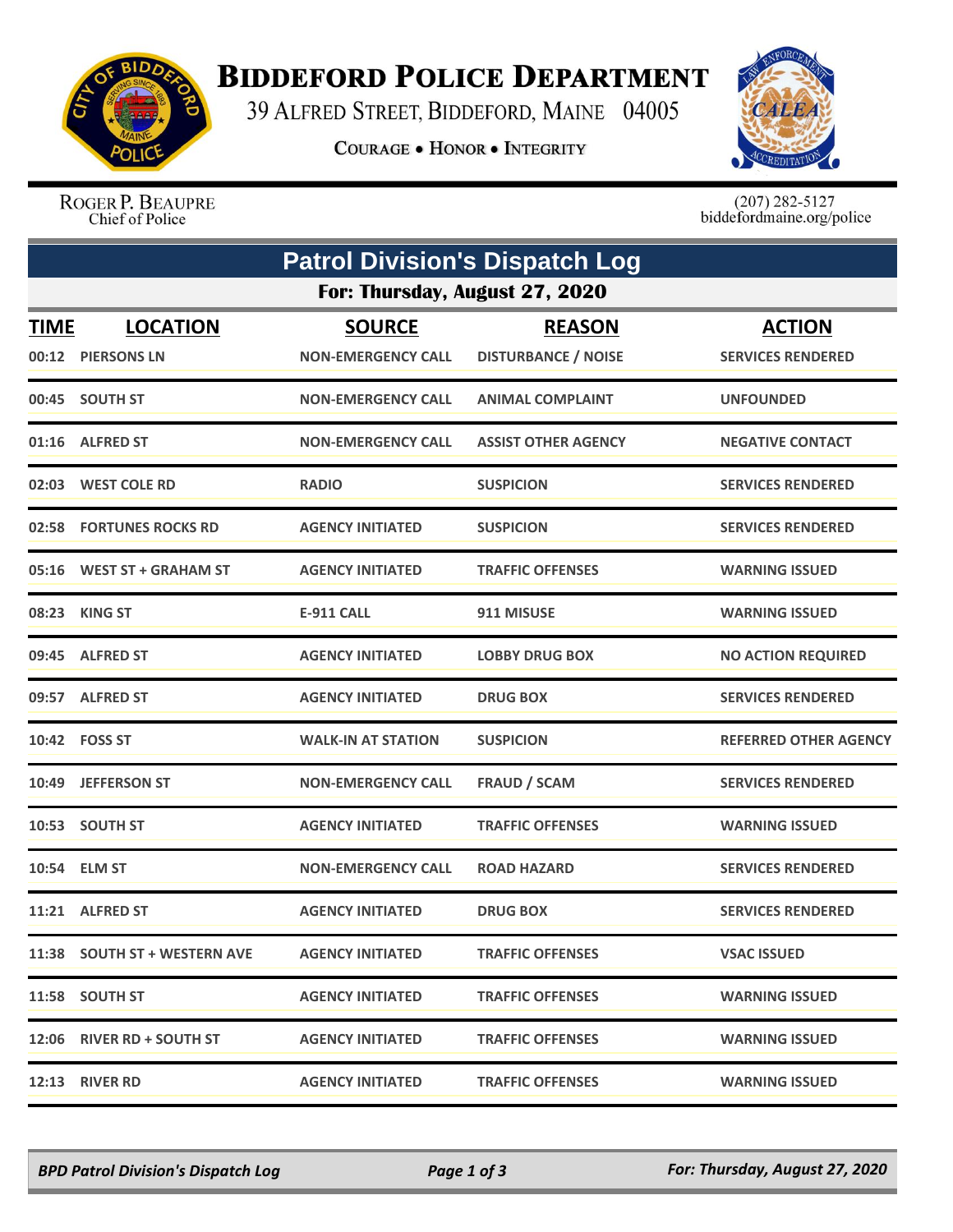# Biddeford Police Department

39 Alfred Street, Biddeford, Maine 04005

**Courage • Honor • Integrity**

Roger P. Beaupre
Chief of Police

(207) 282-5127
biddefordmaine.org/police

## Patrol Division's Dispatch Log

### For: Thursday, August 27, 2020

| TIME | LOCATION | SOURCE | REASON | ACTION |
|---|---|---|---|---|
| 00:12 | PIERSONS LN | NON-EMERGENCY CALL | DISTURBANCE / NOISE | SERVICES RENDERED |
| 00:45 | SOUTH ST | NON-EMERGENCY CALL | ANIMAL COMPLAINT | UNFOUNDED |
| 01:16 | ALFRED ST | NON-EMERGENCY CALL | ASSIST OTHER AGENCY | NEGATIVE CONTACT |
| 02:03 | WEST COLE RD | RADIO | SUSPICION | SERVICES RENDERED |
| 02:58 | FORTUNES ROCKS RD | AGENCY INITIATED | SUSPICION | SERVICES RENDERED |
| 05:16 | WEST ST + GRAHAM ST | AGENCY INITIATED | TRAFFIC OFFENSES | WARNING ISSUED |
| 08:23 | KING ST | E-911 CALL | 911 MISUSE | WARNING ISSUED |
| 09:45 | ALFRED ST | AGENCY INITIATED | LOBBY DRUG BOX | NO ACTION REQUIRED |
| 09:57 | ALFRED ST | AGENCY INITIATED | DRUG BOX | SERVICES RENDERED |
| 10:42 | FOSS ST | WALK-IN AT STATION | SUSPICION | REFERRED OTHER AGENCY |
| 10:49 | JEFFERSON ST | NON-EMERGENCY CALL | FRAUD / SCAM | SERVICES RENDERED |
| 10:53 | SOUTH ST | AGENCY INITIATED | TRAFFIC OFFENSES | WARNING ISSUED |
| 10:54 | ELM ST | NON-EMERGENCY CALL | ROAD HAZARD | SERVICES RENDERED |
| 11:21 | ALFRED ST | AGENCY INITIATED | DRUG BOX | SERVICES RENDERED |
| 11:38 | SOUTH ST + WESTERN AVE | AGENCY INITIATED | TRAFFIC OFFENSES | VSAC ISSUED |
| 11:58 | SOUTH ST | AGENCY INITIATED | TRAFFIC OFFENSES | WARNING ISSUED |
| 12:06 | RIVER RD + SOUTH ST | AGENCY INITIATED | TRAFFIC OFFENSES | WARNING ISSUED |
| 12:13 | RIVER RD | AGENCY INITIATED | TRAFFIC OFFENSES | WARNING ISSUED |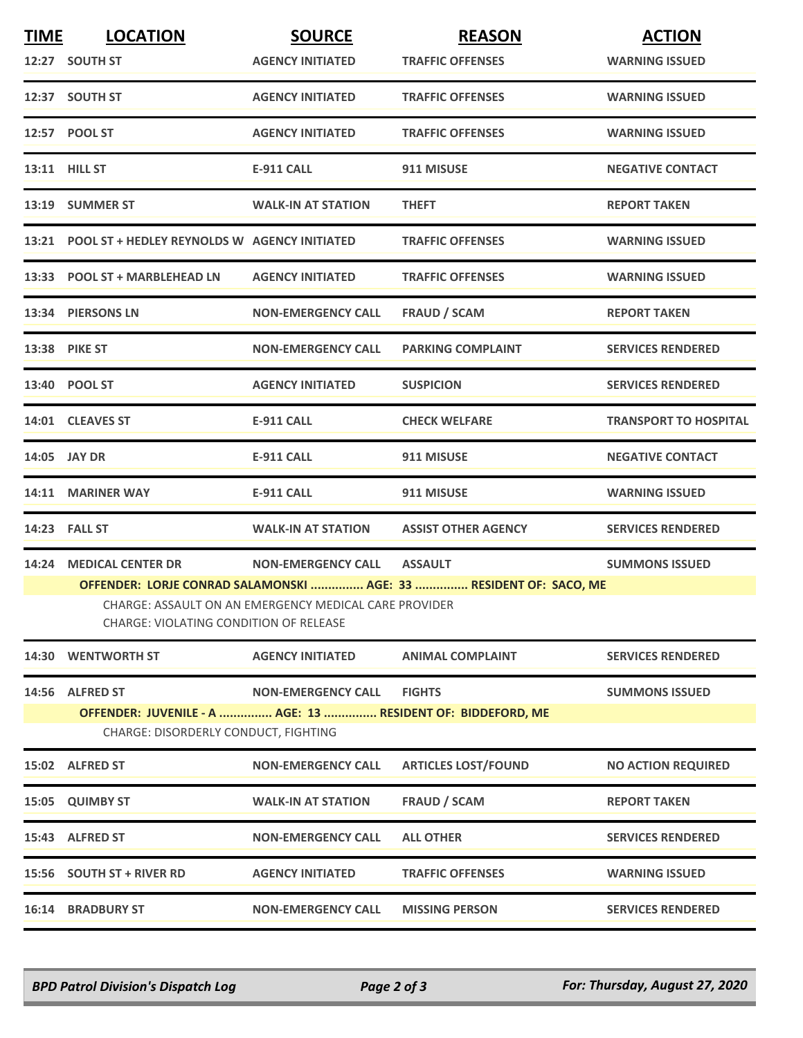| TIME | LOCATION | SOURCE | REASON | ACTION |
|---|---|---|---|---|
| 12:27 | SOUTH ST | AGENCY INITIATED | TRAFFIC OFFENSES | WARNING ISSUED |
| 12:37 | SOUTH ST | AGENCY INITIATED | TRAFFIC OFFENSES | WARNING ISSUED |
| 12:57 | POOL ST | AGENCY INITIATED | TRAFFIC OFFENSES | WARNING ISSUED |
| 13:11 | HILL ST | E-911 CALL | 911 MISUSE | NEGATIVE CONTACT |
| 13:19 | SUMMER ST | WALK-IN AT STATION | THEFT | REPORT TAKEN |
| 13:21 | POOL ST + HEDLEY REYNOLDS W | AGENCY INITIATED | TRAFFIC OFFENSES | WARNING ISSUED |
| 13:33 | POOL ST + MARBLEHEAD LN | AGENCY INITIATED | TRAFFIC OFFENSES | WARNING ISSUED |
| 13:34 | PIERSONS LN | NON-EMERGENCY CALL | FRAUD / SCAM | REPORT TAKEN |
| 13:38 | PIKE ST | NON-EMERGENCY CALL | PARKING COMPLAINT | SERVICES RENDERED |
| 13:40 | POOL ST | AGENCY INITIATED | SUSPICION | SERVICES RENDERED |
| 14:01 | CLEAVES ST | E-911 CALL | CHECK WELFARE | TRANSPORT TO HOSPITAL |
| 14:05 | JAY DR | E-911 CALL | 911 MISUSE | NEGATIVE CONTACT |
| 14:11 | MARINER WAY | E-911 CALL | 911 MISUSE | WARNING ISSUED |
| 14:23 | FALL ST | WALK-IN AT STATION | ASSIST OTHER AGENCY | SERVICES RENDERED |
| 14:24 | MEDICAL CENTER DR | NON-EMERGENCY CALL | ASSAULT | SUMMONS ISSUED |

**OFFENDER: LORJE CONRAD SALAMONSKI ............... AGE: 33 ............... RESIDENT OF: SACO, ME**

CHARGE: ASSAULT ON AN EMERGENCY MEDICAL CARE PROVIDER
CHARGE: VIOLATING CONDITION OF RELEASE

| TIME | LOCATION | SOURCE | REASON | ACTION |
|---|---|---|---|---|
| 14:30 | WENTWORTH ST | AGENCY INITIATED | ANIMAL COMPLAINT | SERVICES RENDERED |
| 14:56 | ALFRED ST | NON-EMERGENCY CALL | FIGHTS | SUMMONS ISSUED |

**OFFENDER: JUVENILE - A ............... AGE: 13 ............... RESIDENT OF: BIDDEFORD, ME**

CHARGE: DISORDERLY CONDUCT, FIGHTING

| TIME | LOCATION | SOURCE | REASON | ACTION |
|---|---|---|---|---|
| 15:02 | ALFRED ST | NON-EMERGENCY CALL | ARTICLES LOST/FOUND | NO ACTION REQUIRED |
| 15:05 | QUIMBY ST | WALK-IN AT STATION | FRAUD / SCAM | REPORT TAKEN |
| 15:43 | ALFRED ST | NON-EMERGENCY CALL | ALL OTHER | SERVICES RENDERED |
| 15:56 | SOUTH ST + RIVER RD | AGENCY INITIATED | TRAFFIC OFFENSES | WARNING ISSUED |
| 16:14 | BRADBURY ST | NON-EMERGENCY CALL | MISSING PERSON | SERVICES RENDERED |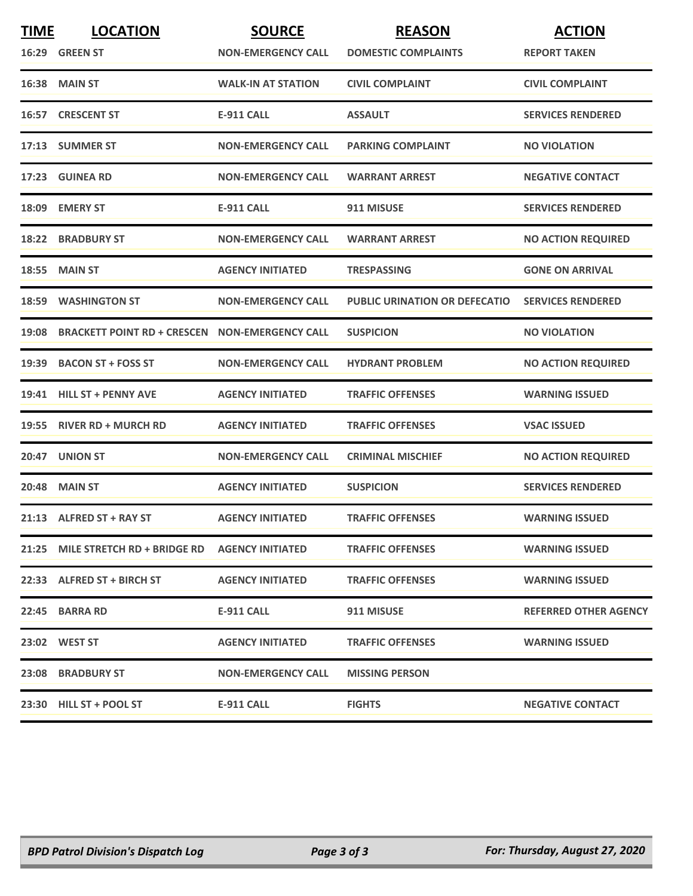| TIME | LOCATION | SOURCE | REASON | ACTION |
|---|---|---|---|---|
| 16:29 | GREEN ST | NON-EMERGENCY CALL | DOMESTIC COMPLAINTS | REPORT TAKEN |
| 16:38 | MAIN ST | WALK-IN AT STATION | CIVIL COMPLAINT | CIVIL COMPLAINT |
| 16:57 | CRESCENT ST | E-911 CALL | ASSAULT | SERVICES RENDERED |
| 17:13 | SUMMER ST | NON-EMERGENCY CALL | PARKING COMPLAINT | NO VIOLATION |
| 17:23 | GUINEA RD | NON-EMERGENCY CALL | WARRANT ARREST | NEGATIVE CONTACT |
| 18:09 | EMERY ST | E-911 CALL | 911 MISUSE | SERVICES RENDERED |
| 18:22 | BRADBURY ST | NON-EMERGENCY CALL | WARRANT ARREST | NO ACTION REQUIRED |
| 18:55 | MAIN ST | AGENCY INITIATED | TRESPASSING | GONE ON ARRIVAL |
| 18:59 | WASHINGTON ST | NON-EMERGENCY CALL | PUBLIC URINATION OR DEFECATIO | SERVICES RENDERED |
| 19:08 | BRACKETT POINT RD + CRESCEN | NON-EMERGENCY CALL | SUSPICION | NO VIOLATION |
| 19:39 | BACON ST + FOSS ST | NON-EMERGENCY CALL | HYDRANT PROBLEM | NO ACTION REQUIRED |
| 19:41 | HILL ST + PENNY AVE | AGENCY INITIATED | TRAFFIC OFFENSES | WARNING ISSUED |
| 19:55 | RIVER RD + MURCH RD | AGENCY INITIATED | TRAFFIC OFFENSES | VSAC ISSUED |
| 20:47 | UNION ST | NON-EMERGENCY CALL | CRIMINAL MISCHIEF | NO ACTION REQUIRED |
| 20:48 | MAIN ST | AGENCY INITIATED | SUSPICION | SERVICES RENDERED |
| 21:13 | ALFRED ST + RAY ST | AGENCY INITIATED | TRAFFIC OFFENSES | WARNING ISSUED |
| 21:25 | MILE STRETCH RD + BRIDGE RD | AGENCY INITIATED | TRAFFIC OFFENSES | WARNING ISSUED |
| 22:33 | ALFRED ST + BIRCH ST | AGENCY INITIATED | TRAFFIC OFFENSES | WARNING ISSUED |
| 22:45 | BARRA RD | E-911 CALL | 911 MISUSE | REFERRED OTHER AGENCY |
| 23:02 | WEST ST | AGENCY INITIATED | TRAFFIC OFFENSES | WARNING ISSUED |
| 23:08 | BRADBURY ST | NON-EMERGENCY CALL | MISSING PERSON | |
| 23:30 | HILL ST + POOL ST | E-911 CALL | FIGHTS | NEGATIVE CONTACT |